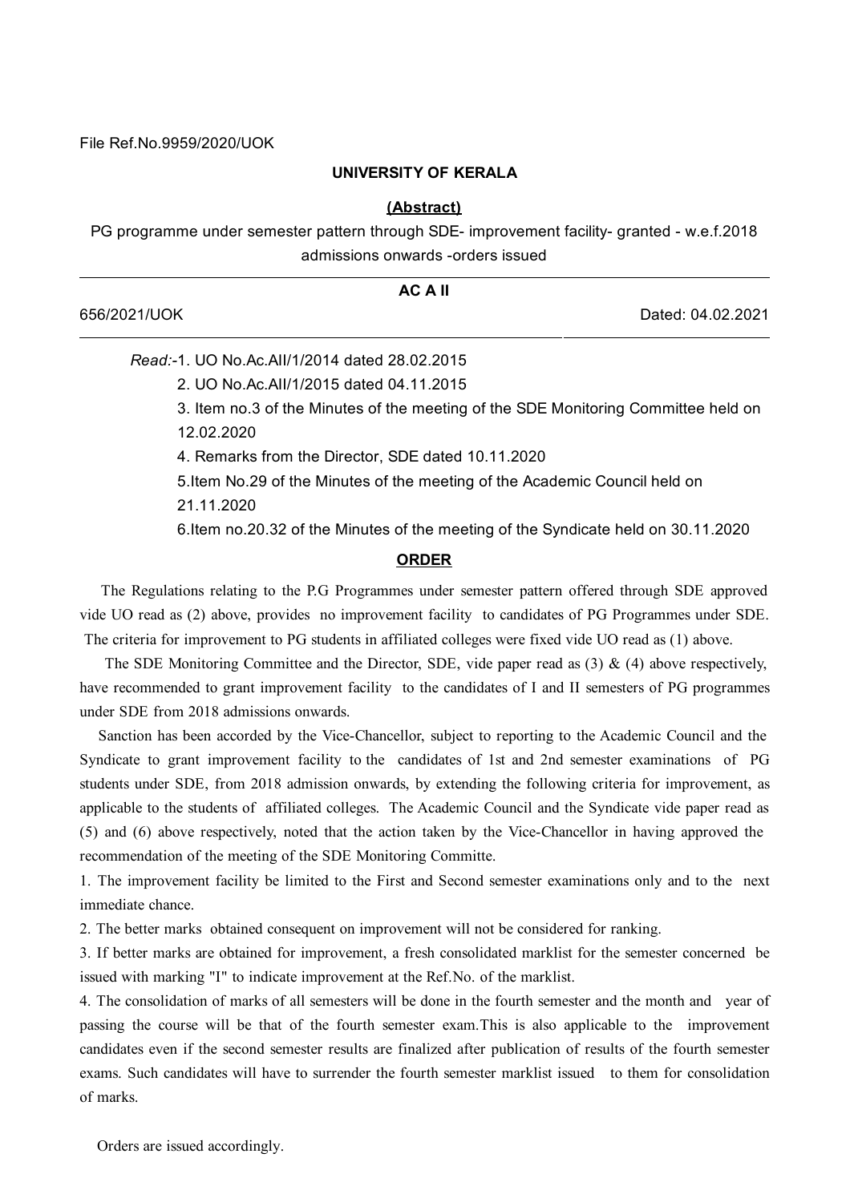File Ref.No.9959/2020/UOK

**UNIVERSITY OF KERALA**

**(Abstract)**

PG programme under semester pattern through SDE- improvement facility- granted - w.e.f.2018 admissions onwards -orders issued

---

**AC A II**

656/2021/UOK Dated: 04.02.2021

---

*Read:*-1. UO No.Ac.AII/1/2014 dated 28.02.2015

2. UO No.Ac.AII/1/2015 dated 04.11.2015

3. Item no.3 of the Minutes of the meeting of the SDE Monitoring Committee held on 12.02.2020

4. Remarks from the Director, SDE dated 10.11.2020

5.Item No.29 of the Minutes of the meeting of the Academic Council held on 21.11.2020

6.Item no.20.32 of the Minutes of the meeting of the Syndicate held on 30.11.2020

**ORDER**

The Regulations relating to the P.G Programmes under semester pattern offered through SDE approved vide UO read as (2) above, provides no improvement facility to candidates of PG Programmes under SDE. The criteria for improvement to PG students in affiliated colleges were fixed vide UO read as (1) above.

The SDE Monitoring Committee and the Director, SDE, vide paper read as (3) & (4) above respectively, have recommended to grant improvement facility to the candidates of I and II semesters of PG programmes under SDE from 2018 admissions onwards.

Sanction has been accorded by the Vice-Chancellor, subject to reporting to the Academic Council and the Syndicate to grant improvement facility to the candidates of 1st and 2nd semester examinations of PG students under SDE, from 2018 admission onwards, by extending the following criteria for improvement, as applicable to the students of affiliated colleges. The Academic Council and the Syndicate vide paper read as (5) and (6) above respectively, noted that the action taken by the Vice-Chancellor in having approved the recommendation of the meeting of the SDE Monitoring Committe.

1. The improvement facility be limited to the First and Second semester examinations only and to the next immediate chance.

2. The better marks obtained consequent on improvement will not be considered for ranking.

3. If better marks are obtained for improvement, a fresh consolidated marklist for the semester concerned be issued with marking "I" to indicate improvement at the Ref.No. of the marklist.

4. The consolidation of marks of all semesters will be done in the fourth semester and the month and year of passing the course will be that of the fourth semester exam.This is also applicable to the improvement candidates even if the second semester results are finalized after publication of results of the fourth semester exams. Such candidates will have to surrender the fourth semester marklist issued to them for consolidation of marks.

Orders are issued accordingly.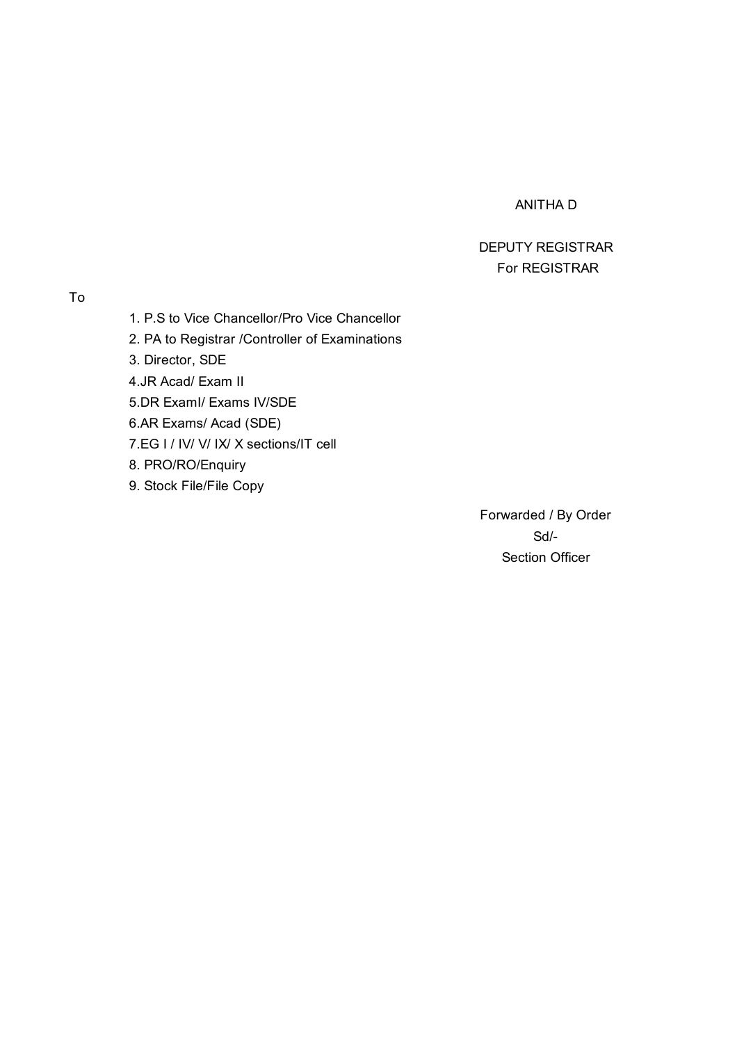ANITHA D

DEPUTY REGISTRAR
For REGISTRAR

To

1. P.S to Vice Chancellor/Pro Vice Chancellor
2. PA to Registrar /Controller of Examinations
3. Director, SDE
4. JR Acad/ Exam II
5. DR ExamI/ Exams IV/SDE
6. AR Exams/ Acad (SDE)
7. EG I / IV/ V/ IX/ X sections/IT cell
8. PRO/RO/Enquiry
9. Stock File/File Copy

Forwarded / By Order
Sd/-
Section Officer